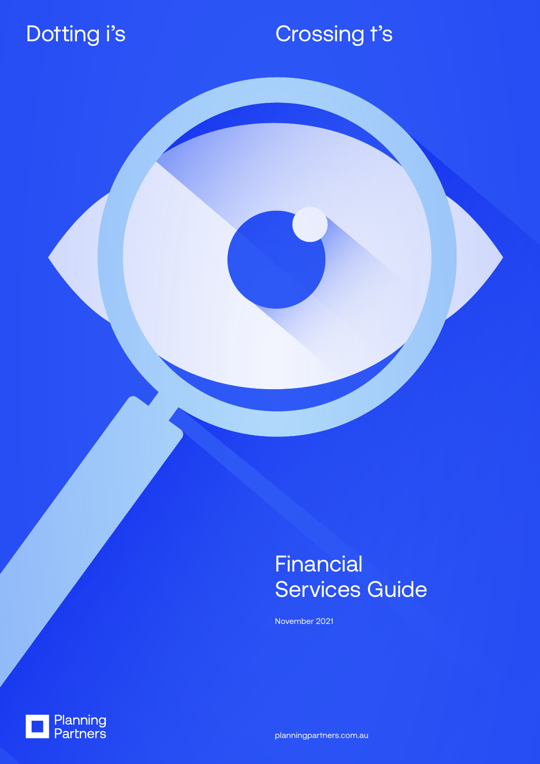Dotting i's

Crossing t's

# Financial Services Guide

November 2021

Planning Partners

planningpartners.com.au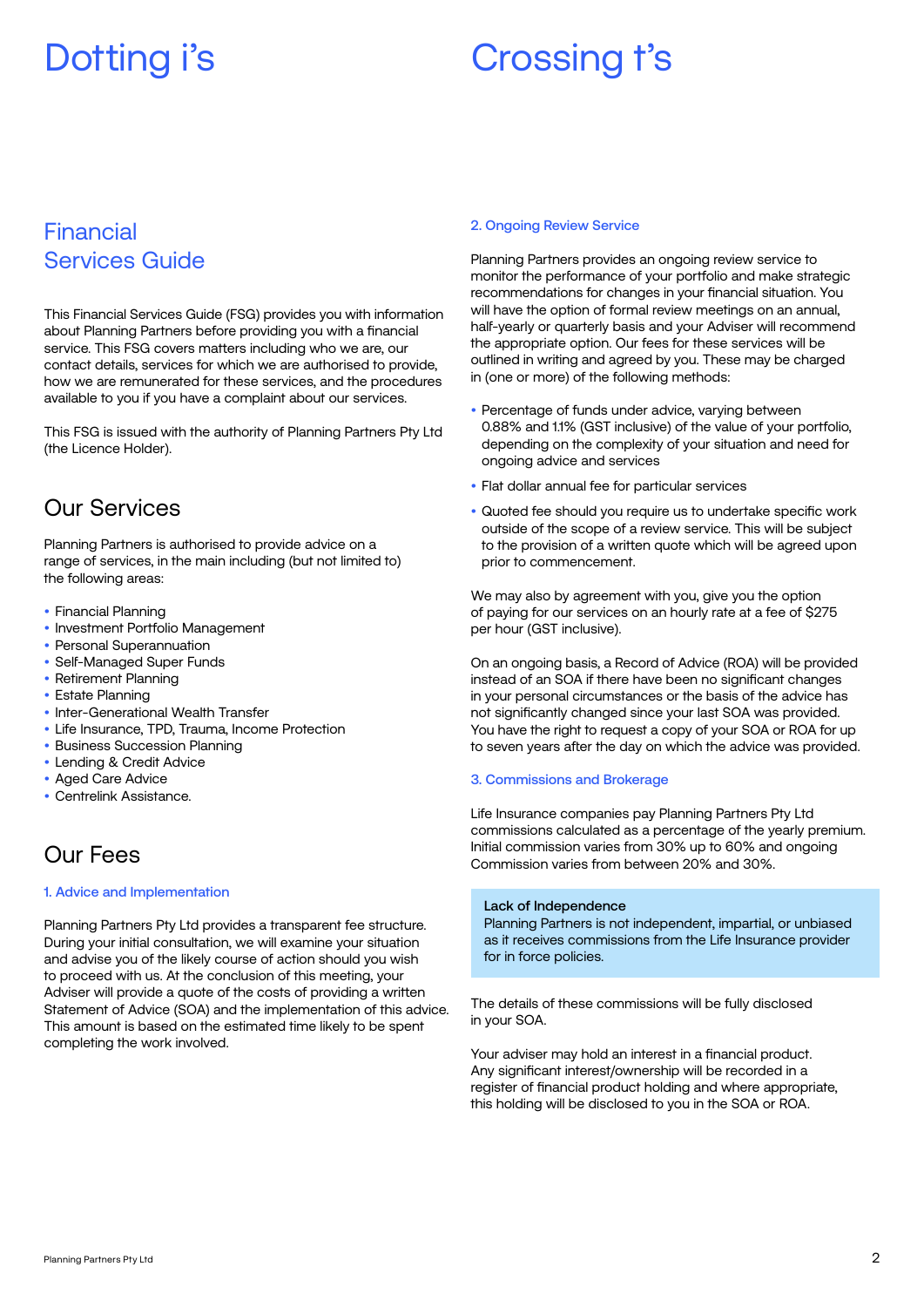# Dotting i's

# Crossing t's

## Financial Services Guide

This Financial Services Guide (FSG) provides you with information about Planning Partners before providing you with a financial service. This FSG covers matters including who we are, our contact details, services for which we are authorised to provide, how we are remunerated for these services, and the procedures available to you if you have a complaint about our services.

This FSG is issued with the authority of Planning Partners Pty Ltd (the Licence Holder).

## Our Services

Planning Partners is authorised to provide advice on a range of services, in the main including (but not limited to) the following areas:

- Financial Planning
- Investment Portfolio Management
- Personal Superannuation
- Self-Managed Super Funds
- Retirement Planning
- Estate Planning
- Inter-Generational Wealth Transfer
- Life Insurance, TPD, Trauma, Income Protection
- Business Succession Planning
- Lending & Credit Advice
- Aged Care Advice
- Centrelink Assistance.

## Our Fees

### 1. Advice and Implementation

Planning Partners Pty Ltd provides a transparent fee structure. During your initial consultation, we will examine your situation and advise you of the likely course of action should you wish to proceed with us. At the conclusion of this meeting, your Adviser will provide a quote of the costs of providing a written Statement of Advice (SOA) and the implementation of this advice. This amount is based on the estimated time likely to be spent completing the work involved.

### 2. Ongoing Review Service

Planning Partners provides an ongoing review service to monitor the performance of your portfolio and make strategic recommendations for changes in your financial situation. You will have the option of formal review meetings on an annual, half-yearly or quarterly basis and your Adviser will recommend the appropriate option. Our fees for these services will be outlined in writing and agreed by you. These may be charged in (one or more) of the following methods:

- Percentage of funds under advice, varying between 0.88% and 1.1% (GST inclusive) of the value of your portfolio, depending on the complexity of your situation and need for ongoing advice and services
- Flat dollar annual fee for particular services
- Quoted fee should you require us to undertake specific work outside of the scope of a review service. This will be subject to the provision of a written quote which will be agreed upon prior to commencement.

We may also by agreement with you, give you the option of paying for our services on an hourly rate at a fee of $275 per hour (GST inclusive).

On an ongoing basis, a Record of Advice (ROA) will be provided instead of an SOA if there have been no significant changes in your personal circumstances or the basis of the advice has not significantly changed since your last SOA was provided. You have the right to request a copy of your SOA or ROA for up to seven years after the day on which the advice was provided.

### 3. Commissions and Brokerage

Life Insurance companies pay Planning Partners Pty Ltd commissions calculated as a percentage of the yearly premium. Initial commission varies from 30% up to 60% and ongoing Commission varies from between 20% and 30%.

**Lack of Independence**
Planning Partners is not independent, impartial, or unbiased as it receives commissions from the Life Insurance provider for in force policies.

The details of these commissions will be fully disclosed in your SOA.

Your adviser may hold an interest in a financial product. Any significant interest/ownership will be recorded in a register of financial product holding and where appropriate, this holding will be disclosed to you in the SOA or ROA.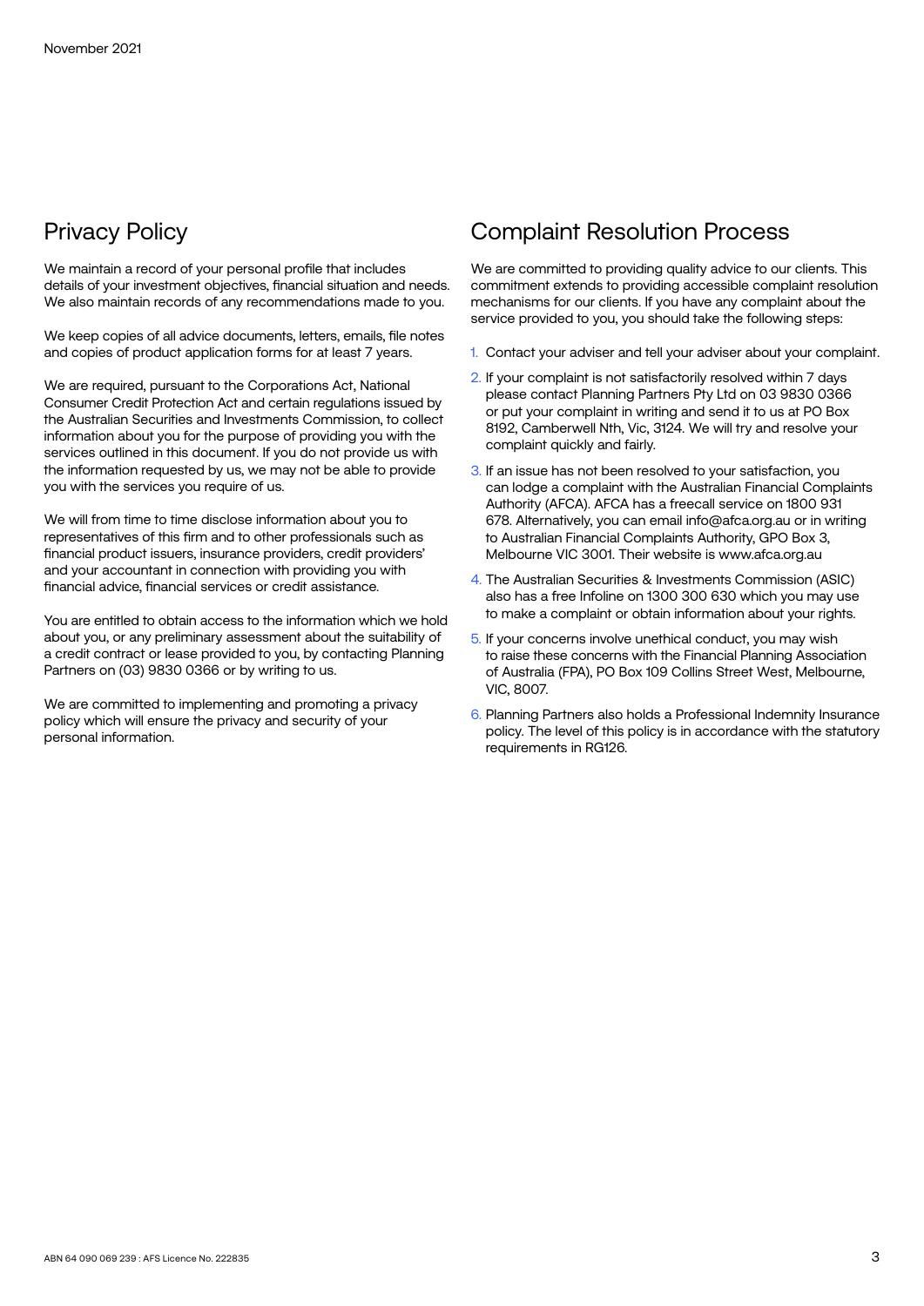November 2021

## Privacy Policy

We maintain a record of your personal profile that includes details of your investment objectives, financial situation and needs. We also maintain records of any recommendations made to you.

We keep copies of all advice documents, letters, emails, file notes and copies of product application forms for at least 7 years.

We are required, pursuant to the Corporations Act, National Consumer Credit Protection Act and certain regulations issued by the Australian Securities and Investments Commission, to collect information about you for the purpose of providing you with the services outlined in this document. If you do not provide us with the information requested by us, we may not be able to provide you with the services you require of us.

We will from time to time disclose information about you to representatives of this firm and to other professionals such as financial product issuers, insurance providers, credit providers' and your accountant in connection with providing you with financial advice, financial services or credit assistance.

You are entitled to obtain access to the information which we hold about you, or any preliminary assessment about the suitability of a credit contract or lease provided to you, by contacting Planning Partners on (03) 9830 0366 or by writing to us.

We are committed to implementing and promoting a privacy policy which will ensure the privacy and security of your personal information.

## Complaint Resolution Process

We are committed to providing quality advice to our clients. This commitment extends to providing accessible complaint resolution mechanisms for our clients. If you have any complaint about the service provided to you, you should take the following steps:

1. Contact your adviser and tell your adviser about your complaint.
2. If your complaint is not satisfactorily resolved within 7 days please contact Planning Partners Pty Ltd on 03 9830 0366 or put your complaint in writing and send it to us at PO Box 8192, Camberwell Nth, Vic, 3124. We will try and resolve your complaint quickly and fairly.
3. If an issue has not been resolved to your satisfaction, you can lodge a complaint with the Australian Financial Complaints Authority (AFCA). AFCA has a freecall service on 1800 931 678. Alternatively, you can email info@afca.org.au or in writing to Australian Financial Complaints Authority, GPO Box 3, Melbourne VIC 3001. Their website is www.afca.org.au
4. The Australian Securities & Investments Commission (ASIC) also has a free Infoline on 1300 300 630 which you may use to make a complaint or obtain information about your rights.
5. If your concerns involve unethical conduct, you may wish to raise these concerns with the Financial Planning Association of Australia (FPA), PO Box 109 Collins Street West, Melbourne, VIC, 8007.
6. Planning Partners also holds a Professional Indemnity Insurance policy. The level of this policy is in accordance with the statutory requirements in RG126.

ABN 64 090 069 239 : AFS Licence No. 222835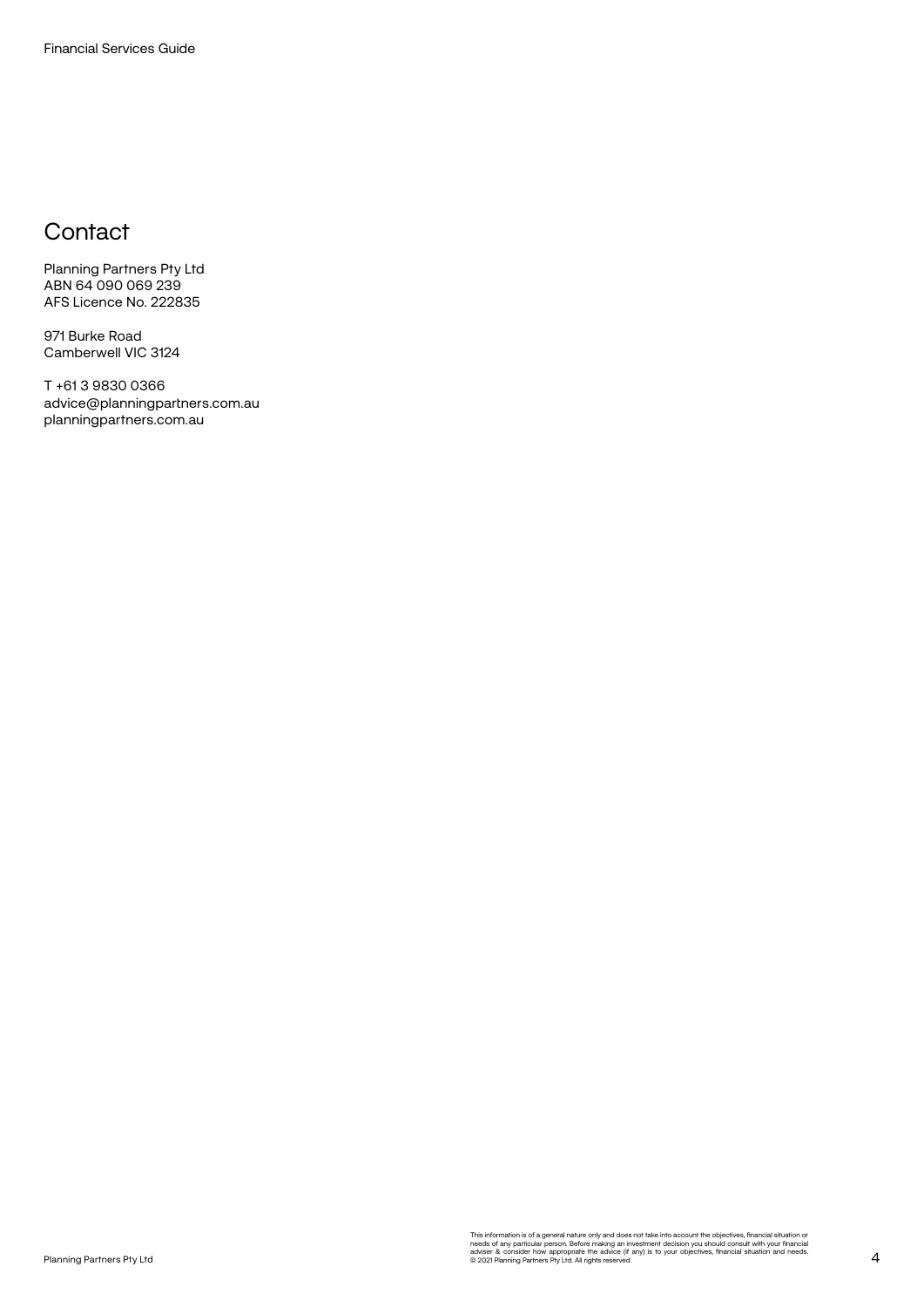## Contact

Planning Partners Pty Ltd
ABN 64 090 069 239
AFS Licence No. 222835

971 Burke Road
Camberwell VIC 3124

T +61 3 9830 0366
advice@planningpartners.com.au
planningpartners.com.au

This information is of a general nature only and does not take into account the objectives, financial situation or needs of any particular person. Before making an investment decision you should consult with your financial adviser & consider how appropriate the advice (if any) is to your objectives, financial situation and needs.
© 2021 Planning Partners Pty Ltd. All rights reserved.